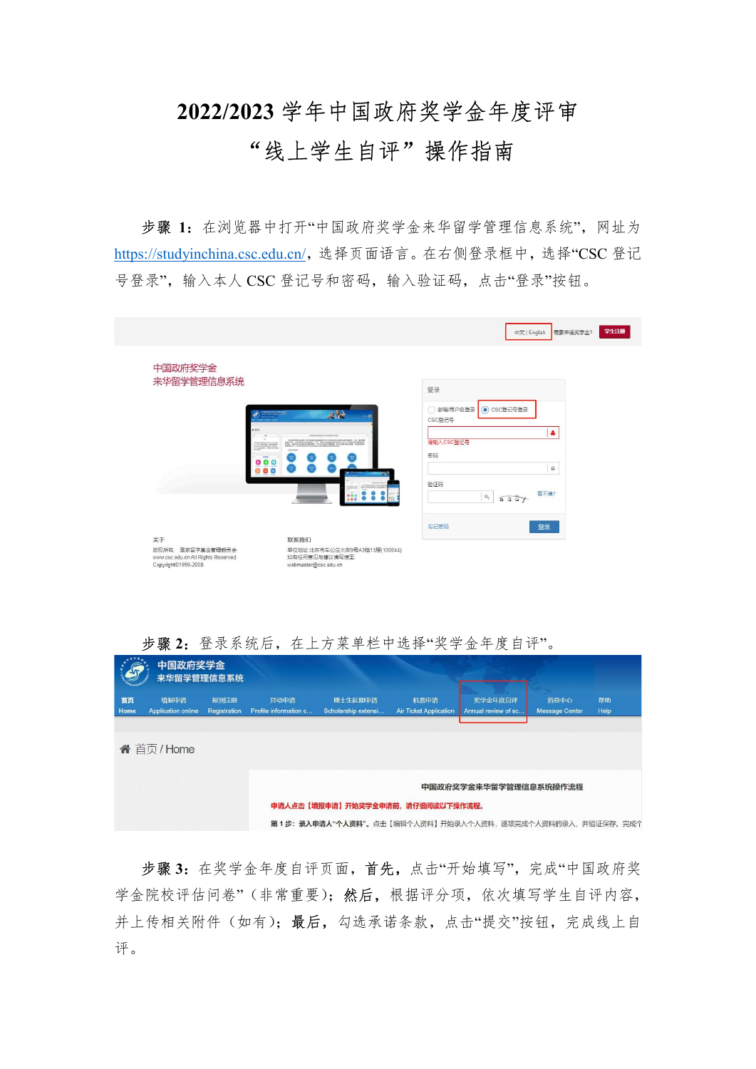# 2022/2023 学年中国政府奖学金年度评审
# “线上学生自评”操作指南

**步骤 1：** 在浏览器中打开“中国政府奖学金来华留学管理信息系统”，网址为 https://studyinchina.csc.edu.cn/，选择页面语言。在右侧登录框中，选择“CSC 登记号登录”，输入本人 CSC 登记号和密码，输入验证码，点击“登录”按钮。

**步骤 2：** 登录系统后，在上方菜单栏中选择“奖学金年度自评”。

**步骤 3：** 在奖学金年度自评页面，**首先**，点击“开始填写”，完成“中国政府奖学金院校评估问卷”（非常重要）；**然后**，根据评分项，依次填写学生自评内容，并上传相关附件（如有）；**最后**，勾选承诺条款，点击“提交”按钮，完成线上自评。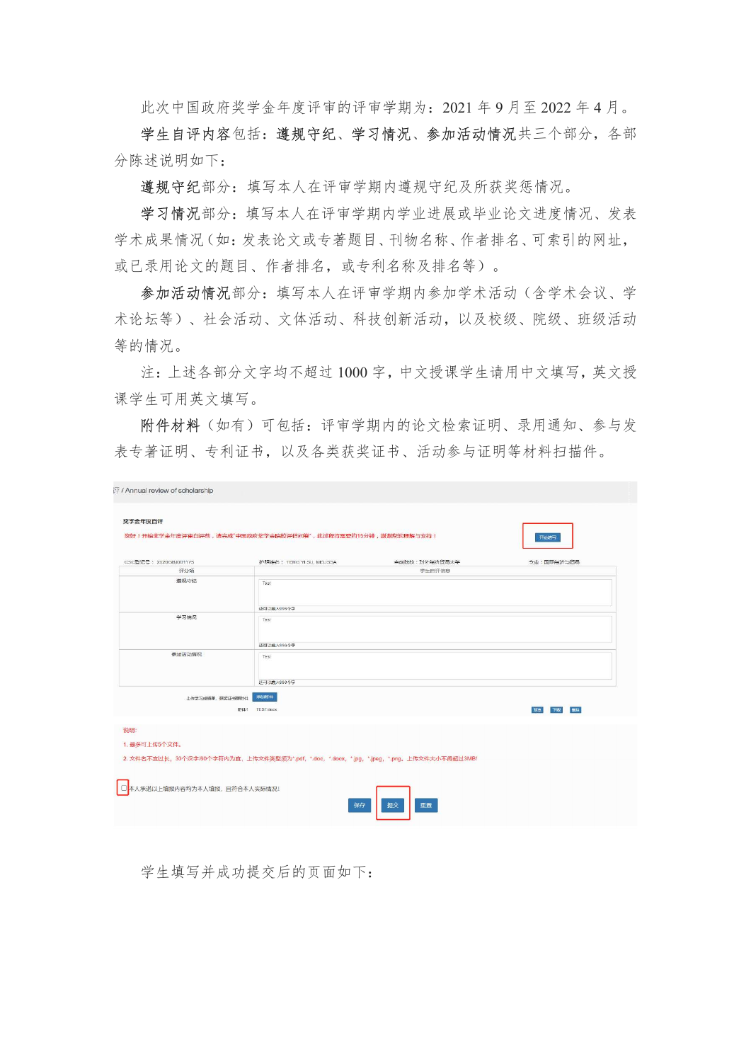此次中国政府奖学金年度评审的评审学期为：2021 年 9 月至 2022 年 4 月。

**学生自评内容**包括：**遵规守纪**、**学习情况**、**参加活动情况**共三个部分，各部分陈述说明如下：

**遵规守纪**部分：填写本人在评审学期内遵规守纪及所获奖惩情况。

**学习情况**部分：填写本人在评审学期内学业进展或毕业论文进度情况、发表学术成果情况（如：发表论文或专著题目、刊物名称、作者排名、可索引的网址，或已录用论文的题目、作者排名，或专利名称及排名等）。

**参加活动情况**部分：填写本人在评审学期内参加学术活动（含学术会议、学术论坛等）、社会活动、文体活动、科技创新活动，以及校级、院级、班级活动等的情况。

注：上述各部分文字均不超过 1000 字，中文授课学生请用中文填写，英文授课学生可用英文填写。

**附件材料**（如有）可包括：评审学期内的论文检索证明、录用通知、参与发表专著证明、专利证书，以及各类获奖证书、活动参与证明等材料扫描件。

学生填写并成功提交后的页面如下：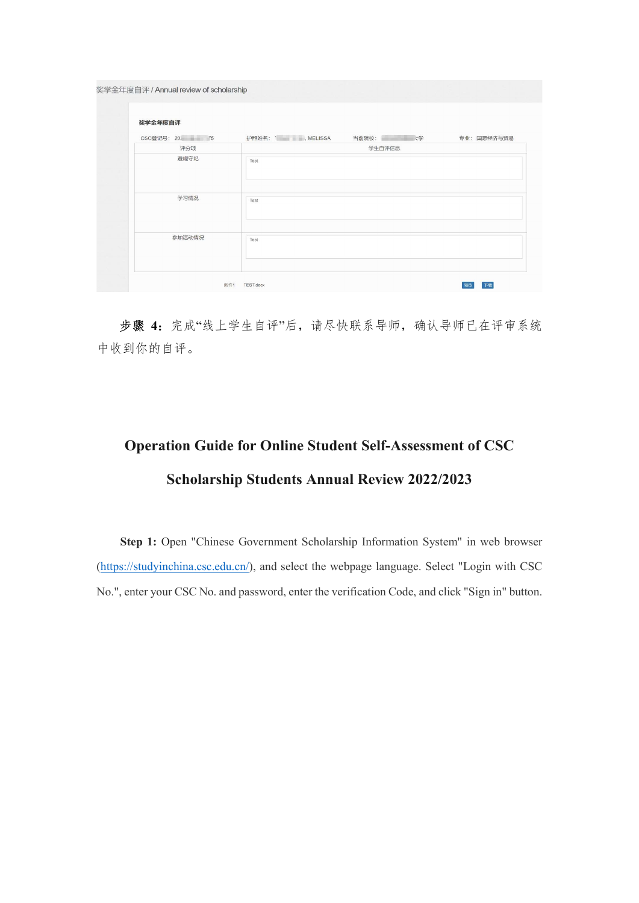奖学金年度自评 / Annual review of scholarship

**奖学金年度自评**

CSC登记号：20...75　　护照姓名：... MELISSA　　当前院校：...大学　　专业：国际经济与贸易

| 评分项 | 学生自评信息 |
| --- | --- |
| 遵规守纪 | Test |
| 学习情况 | Test |
| 参加活动情况 | Test |

附件1　TEST.docx　　预览　下载

**步骤 4：**完成“线上学生自评”后，请尽快联系导师，确认导师已在评审系统中收到你的自评。

# Operation Guide for Online Student Self-Assessment of CSC Scholarship Students Annual Review 2022/2023

**Step 1:** Open "Chinese Government Scholarship Information System" in web browser (https://studyinchina.csc.edu.cn/), and select the webpage language. Select "Login with CSC No.", enter your CSC No. and password, enter the verification Code, and click "Sign in" button.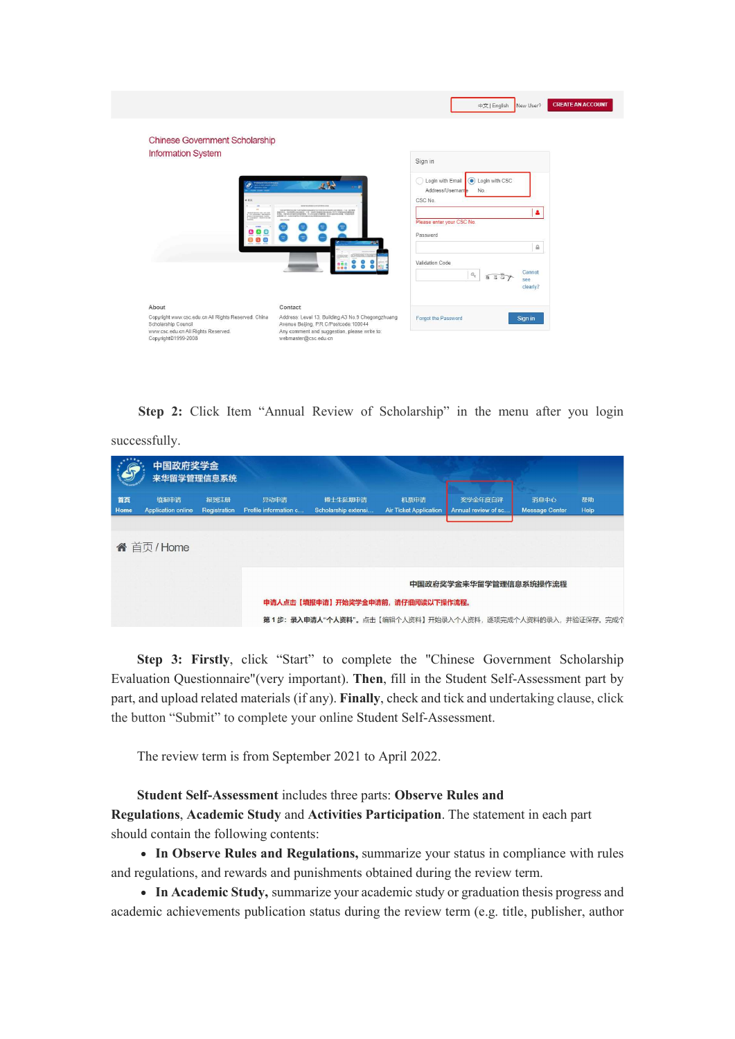**Step 2:** Click Item "Annual Review of Scholarship" in the menu after you login successfully.

**Step 3: Firstly**, click "Start" to complete the "Chinese Government Scholarship Evaluation Questionnaire"(very important). **Then**, fill in the Student Self-Assessment part by part, and upload related materials (if any). **Finally**, check and tick and undertaking clause, click the button "Submit" to complete your online Student Self-Assessment.

The review term is from September 2021 to April 2022.

**Student Self-Assessment** includes three parts: **Observe Rules and Regulations**, **Academic Study** and **Activities Participation**. The statement in each part should contain the following contents:

- **In Observe Rules and Regulations,** summarize your status in compliance with rules and regulations, and rewards and punishments obtained during the review term.
- **In Academic Study,** summarize your academic study or graduation thesis progress and academic achievements publication status during the review term (e.g. title, publisher, author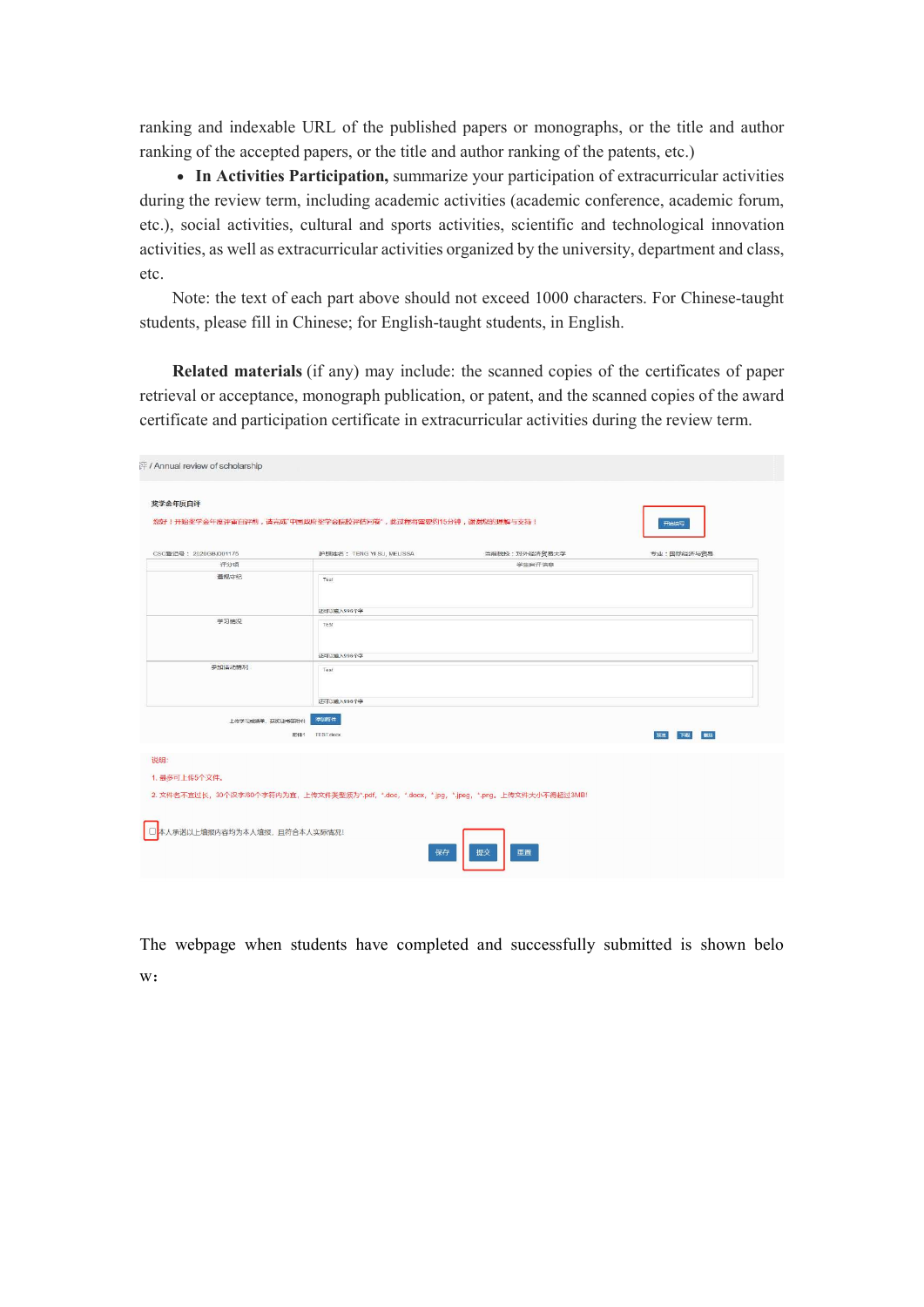ranking and indexable URL of the published papers or monographs, or the title and author ranking of the accepted papers, or the title and author ranking of the patents, etc.)

- **In Activities Participation,** summarize your participation of extracurricular activities during the review term, including academic activities (academic conference, academic forum, etc.), social activities, cultural and sports activities, scientific and technological innovation activities, as well as extracurricular activities organized by the university, department and class, etc.

Note: the text of each part above should not exceed 1000 characters. For Chinese-taught students, please fill in Chinese; for English-taught students, in English.

**Related materials** (if any) may include: the scanned copies of the certificates of paper retrieval or acceptance, monograph publication, or patent, and the scanned copies of the award certificate and participation certificate in extracurricular activities during the review term.

The webpage when students have completed and successfully submitted is shown below: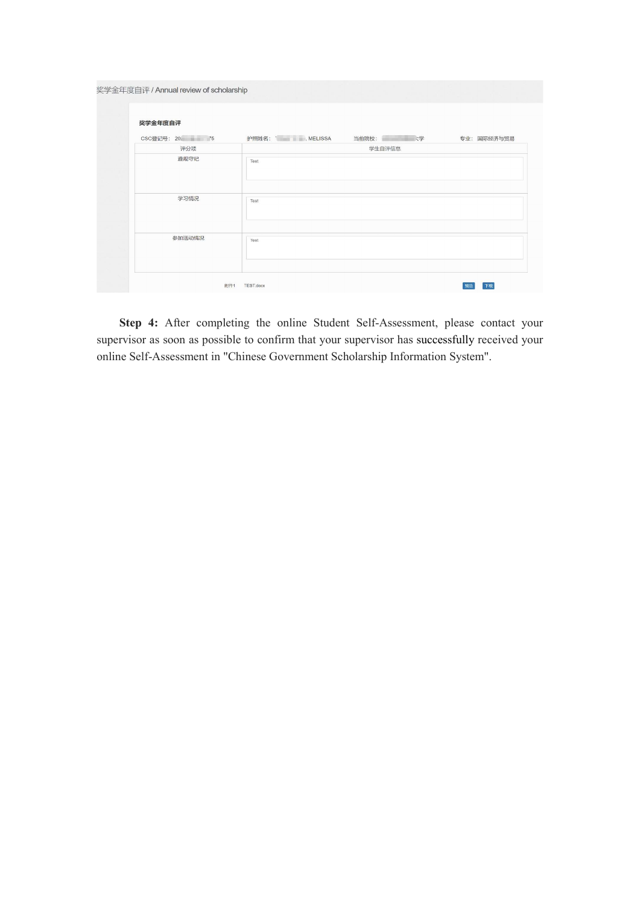奖学金年度自评 / Annual review of scholarship

**奖学金年度自评**

CSC登记号：20　　　　75　　护照姓名：　　　　, MELISSA　　当前院校：　　　　大学　　专业：国际经济与贸易

| 评分项 | 学生自评信息 |
| --- | --- |
| 遵规守纪 | Test |
| 学习情况 | Test |
| 参加活动情况 | Test |

附件1　TEST.docx　　预览　下载

**Step 4:** After completing the online Student Self-Assessment, please contact your supervisor as soon as possible to confirm that your supervisor has successfully received your online Self-Assessment in "Chinese Government Scholarship Information System".